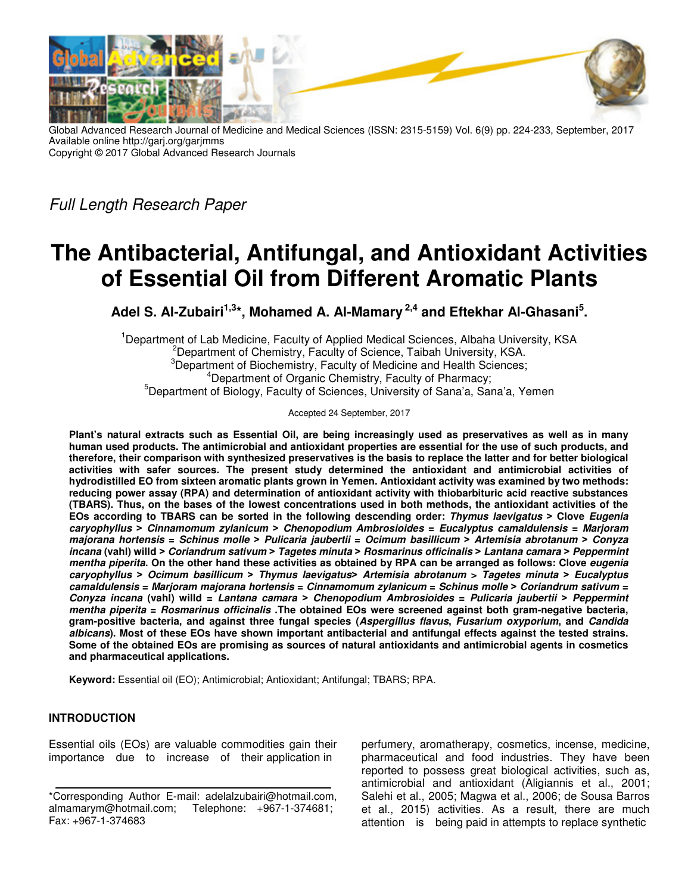Global Advanced Research Journal of Medicine and Medical Sciences (ISSN: 2315-5159) Vol. 6(9) pp. 224-233, September, 2017
Available online http://garj.org/garjmms
Copyright © 2017 Global Advanced Research Journals

*Full Length Research Paper*

# The Antibacterial, Antifungal, and Antioxidant Activities of Essential Oil from Different Aromatic Plants

**Adel S. Al-Zubairi[1,3]\*, Mohamed A. Al-Mamary[2,4] and Eftekhar Al-Ghasani[5].**

[1]Department of Lab Medicine, Faculty of Applied Medical Sciences, Albaha University, KSA
[2]Department of Chemistry, Faculty of Science, Taibah University, KSA.
[3]Department of Biochemistry, Faculty of Medicine and Health Sciences;
[4]Department of Organic Chemistry, Faculty of Pharmacy;
[5]Department of Biology, Faculty of Sciences, University of Sana'a, Sana'a, Yemen

Accepted 24 September, 2017

**Plant's natural extracts such as Essential Oil, are being increasingly used as preservatives as well as in many human used products. The antimicrobial and antioxidant properties are essential for the use of such products, and therefore, their comparison with synthesized preservatives is the basis to replace the latter and for better biological activities with safer sources. The present study determined the antioxidant and antimicrobial activities of hydrodistilled EO from sixteen aromatic plants grown in Yemen. Antioxidant activity was examined by two methods: reducing power assay (RPA) and determination of antioxidant activity with thiobarbituric acid reactive substances (TBARS). Thus, on the bases of the lowest concentrations used in both methods, the antioxidant activities of the EOs according to TBARS can be sorted in the following descending order: *Thymus laevigatus* > Clove *Eugenia caryophyllus* > *Cinnamomum zylanicum* > *Chenopodium Ambrosioides* = *Eucalyptus camaldulensis* = *Marjoram majorana hortensis* = *Schinus molle* > *Pulicaria jaubertii* = *Ocimum basillicum* > *Artemisia abrotanum* > *Conyza incana* (vahl) willd > *Coriandrum sativum* > *Tagetes minuta* > *Rosmarinus officinalis* > *Lantana camara* > *Peppermint mentha piperita*. On the other hand these activities as obtained by RPA can be arranged as follows: Clove *eugenia caryophyllus* > *Ocimum basillicum* > *Thymus laevigatus*> *Artemisia abrotanum* > *Tagetes minuta* > *Eucalyptus camaldulensis* = *Marjoram majorana hortensis* = *Cinnamomum zylanicum* = *Schinus molle* > *Coriandrum sativum* = *Conyza incana* (vahl) willd = *Lantana camara* > *Chenopodium Ambrosioides* = *Pulicaria jaubertii* > *Peppermint mentha piperita* = *Rosmarinus officinalis* .The obtained EOs were screened against both gram-negative bacteria, gram-positive bacteria, and against three fungal species (*Aspergillus flavus*, *Fusarium oxyporium*, and *Candida albicans*). Most of these EOs have shown important antibacterial and antifungal effects against the tested strains. Some of the obtained EOs are promising as sources of natural antioxidants and antimicrobial agents in cosmetics and pharmaceutical applications.**

**Keyword:** Essential oil (EO); Antimicrobial; Antioxidant; Antifungal; TBARS; RPA.

## INTRODUCTION

Essential oils (EOs) are valuable commodities gain their importance due to increase of their application in perfumery, aromatherapy, cosmetics, incense, medicine, pharmaceutical and food industries. They have been reported to possess great biological activities, such as, antimicrobial and antioxidant (Aligiannis et al., 2001; Salehi et al., 2005; Magwa et al., 2006; de Sousa Barros et al., 2015) activities. As a result, there are much attention is being paid in attempts to replace synthetic

\*Corresponding Author E-mail: adelalzubairi@hotmail.com, almamarym@hotmail.com; Telephone: +967-1-374681; Fax: +967-1-374683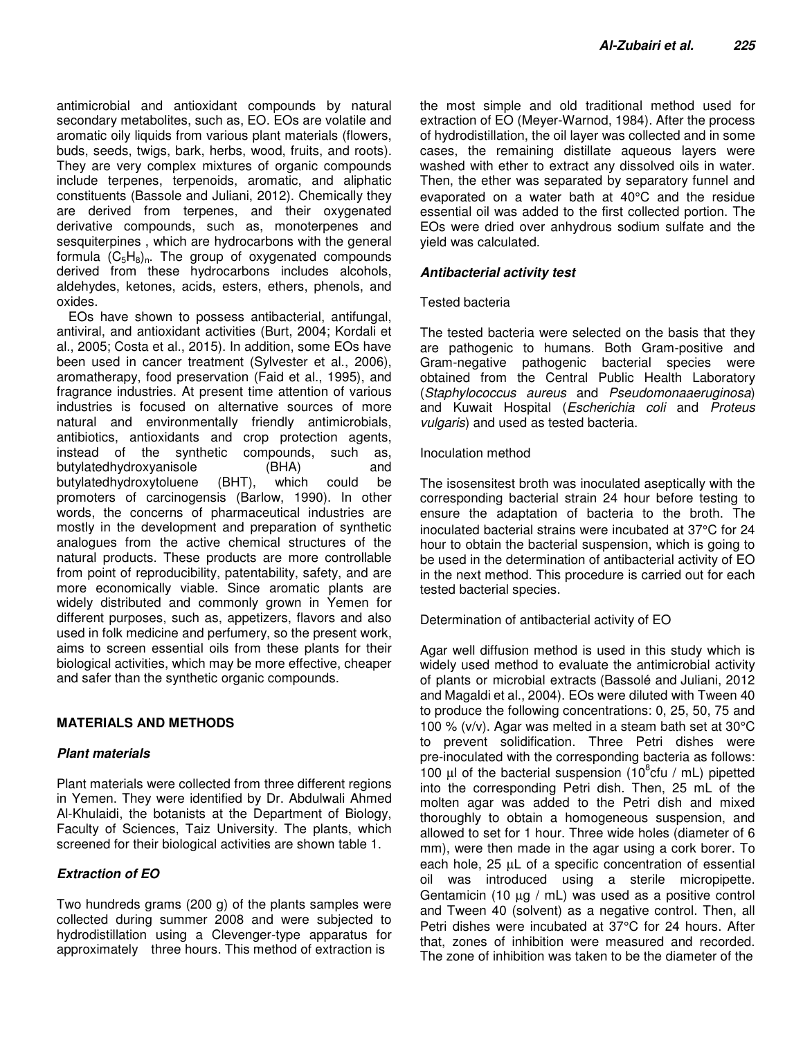antimicrobial and antioxidant compounds by natural secondary metabolites, such as, EO. EOs are volatile and aromatic oily liquids from various plant materials (flowers, buds, seeds, twigs, bark, herbs, wood, fruits, and roots). They are very complex mixtures of organic compounds include terpenes, terpenoids, aromatic, and aliphatic constituents (Bassole and Juliani, 2012). Chemically they are derived from terpenes, and their oxygenated derivative compounds, such as, monoterpenes and sesquiterpines , which are hydrocarbons with the general formula $(C_5H_8)_n$. The group of oxygenated compounds derived from these hydrocarbons includes alcohols, aldehydes, ketones, acids, esters, ethers, phenols, and oxides.

EOs have shown to possess antibacterial, antifungal, antiviral, and antioxidant activities (Burt, 2004; Kordali et al., 2005; Costa et al., 2015). In addition, some EOs have been used in cancer treatment (Sylvester et al., 2006), aromatherapy, food preservation (Faid et al., 1995), and fragrance industries. At present time attention of various industries is focused on alternative sources of more natural and environmentally friendly antimicrobials, antibiotics, antioxidants and crop protection agents, instead of the synthetic compounds, such as, butylatedhydroxyanisole (BHA) and butylatedhydroxytoluene (BHT), which could be promoters of carcinogensis (Barlow, 1990). In other words, the concerns of pharmaceutical industries are mostly in the development and preparation of synthetic analogues from the active chemical structures of the natural products. These products are more controllable from point of reproducibility, patentability, safety, and are more economically viable. Since aromatic plants are widely distributed and commonly grown in Yemen for different purposes, such as, appetizers, flavors and also used in folk medicine and perfumery, so the present work, aims to screen essential oils from these plants for their biological activities, which may be more effective, cheaper and safer than the synthetic organic compounds.

## MATERIALS AND METHODS

### *Plant materials*

Plant materials were collected from three different regions in Yemen. They were identified by Dr. Abdulwali Ahmed Al-Khulaidi, the botanists at the Department of Biology, Faculty of Sciences, Taiz University. The plants, which screened for their biological activities are shown table 1.

### *Extraction of EO*

Two hundreds grams (200 g) of the plants samples were collected during summer 2008 and were subjected to hydrodistillation using a Clevenger-type apparatus for approximately three hours. This method of extraction is the most simple and old traditional method used for extraction of EO (Meyer-Warnod, 1984). After the process of hydrodistillation, the oil layer was collected and in some cases, the remaining distillate aqueous layers were washed with ether to extract any dissolved oils in water. Then, the ether was separated by separatory funnel and evaporated on a water bath at 40°C and the residue essential oil was added to the first collected portion. The EOs were dried over anhydrous sodium sulfate and the yield was calculated.

### *Antibacterial activity test*

#### Tested bacteria

The tested bacteria were selected on the basis that they are pathogenic to humans. Both Gram-positive and Gram-negative pathogenic bacterial species were obtained from the Central Public Health Laboratory (*Staphylococcus aureus* and *Pseudomonaaeruginosa*) and Kuwait Hospital (*Escherichia coli* and *Proteus vulgaris*) and used as tested bacteria.

#### Inoculation method

The isosensitest broth was inoculated aseptically with the corresponding bacterial strain 24 hour before testing to ensure the adaptation of bacteria to the broth. The inoculated bacterial strains were incubated at 37°C for 24 hour to obtain the bacterial suspension, which is going to be used in the determination of antibacterial activity of EO in the next method. This procedure is carried out for each tested bacterial species.

#### Determination of antibacterial activity of EO

Agar well diffusion method is used in this study which is widely used method to evaluate the antimicrobial activity of plants or microbial extracts (Bassolé and Juliani, 2012 and Magaldi et al., 2004). EOs were diluted with Tween 40 to produce the following concentrations: 0, 25, 50, 75 and 100 % (v/v). Agar was melted in a steam bath set at 30°C to prevent solidification. Three Petri dishes were pre-inoculated with the corresponding bacteria as follows: 100 µl of the bacterial suspension ($10^8$cfu / mL) pipetted into the corresponding Petri dish. Then, 25 mL of the molten agar was added to the Petri dish and mixed thoroughly to obtain a homogeneous suspension, and allowed to set for 1 hour. Three wide holes (diameter of 6 mm), were then made in the agar using a cork borer. To each hole, 25 µL of a specific concentration of essential oil was introduced using a sterile micropipette. Gentamicin (10 µg / mL) was used as a positive control and Tween 40 (solvent) as a negative control. Then, all Petri dishes were incubated at 37°C for 24 hours. After that, zones of inhibition were measured and recorded. The zone of inhibition was taken to be the diameter of the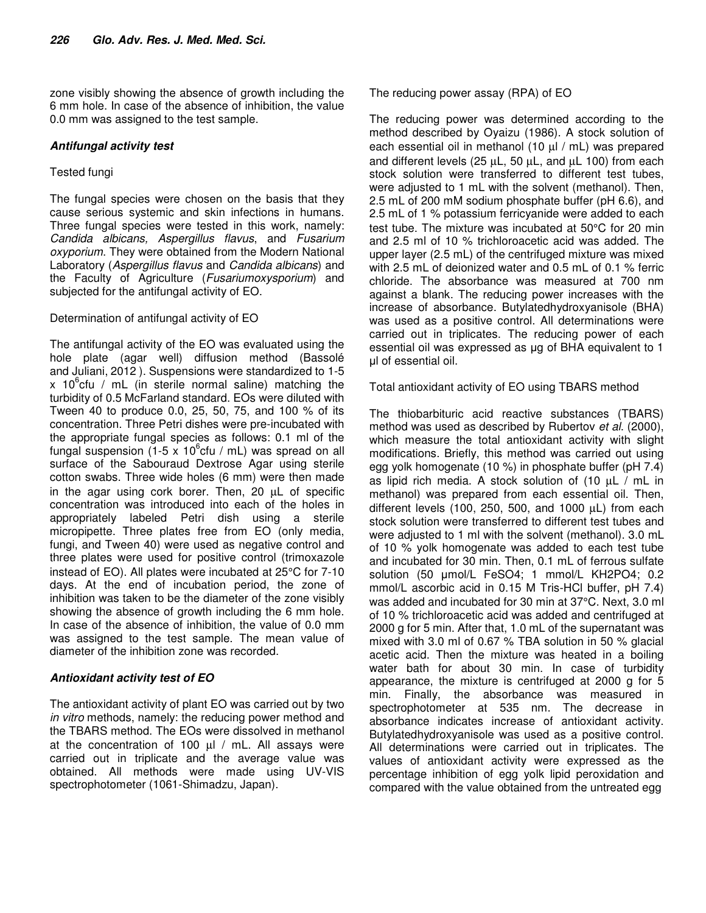zone visibly showing the absence of growth including the 6 mm hole. In case of the absence of inhibition, the value 0.0 mm was assigned to the test sample.

### *Antifungal activity test*

Tested fungi

The fungal species were chosen on the basis that they cause serious systemic and skin infections in humans. Three fungal species were tested in this work, namely: *Candida albicans, Aspergillus flavus*, and *Fusarium oxyporium*. They were obtained from the Modern National Laboratory (*Aspergillus flavus* and *Candida albicans*) and the Faculty of Agriculture (*Fusariumoxysporium*) and subjected for the antifungal activity of EO.

Determination of antifungal activity of EO

The antifungal activity of the EO was evaluated using the hole plate (agar well) diffusion method (Bassolé and Juliani, 2012 ). Suspensions were standardized to 1-5 x $10^6$cfu / mL (in sterile normal saline) matching the turbidity of 0.5 McFarland standard. EOs were diluted with Tween 40 to produce 0.0, 25, 50, 75, and 100 % of its concentration. Three Petri dishes were pre-incubated with the appropriate fungal species as follows: 0.1 ml of the fungal suspension (1-5 x $10^6$cfu / mL) was spread on all surface of the Sabouraud Dextrose Agar using sterile cotton swabs. Three wide holes (6 mm) were then made in the agar using cork borer. Then, 20 µL of specific concentration was introduced into each of the holes in appropriately labeled Petri dish using a sterile micropipette. Three plates free from EO (only media, fungi, and Tween 40) were used as negative control and three plates were used for positive control (trimoxazole instead of EO). All plates were incubated at 25°C for 7-10 days. At the end of incubation period, the zone of inhibition was taken to be the diameter of the zone visibly showing the absence of growth including the 6 mm hole. In case of the absence of inhibition, the value of 0.0 mm was assigned to the test sample. The mean value of diameter of the inhibition zone was recorded.

### *Antioxidant activity test of EO*

The antioxidant activity of plant EO was carried out by two *in vitro* methods, namely: the reducing power method and the TBARS method. The EOs were dissolved in methanol at the concentration of 100 µl / mL. All assays were carried out in triplicate and the average value was obtained. All methods were made using UV-VIS spectrophotometer (1061-Shimadzu, Japan).

The reducing power assay (RPA) of EO

The reducing power was determined according to the method described by Oyaizu (1986). A stock solution of each essential oil in methanol (10 µl / mL) was prepared and different levels (25 µL, 50 µL, and µL 100) from each stock solution were transferred to different test tubes, were adjusted to 1 mL with the solvent (methanol). Then, 2.5 mL of 200 mM sodium phosphate buffer (pH 6.6), and 2.5 mL of 1 % potassium ferricyanide were added to each test tube. The mixture was incubated at 50°C for 20 min and 2.5 ml of 10 % trichloroacetic acid was added. The upper layer (2.5 mL) of the centrifuged mixture was mixed with 2.5 mL of deionized water and 0.5 mL of 0.1 % ferric chloride. The absorbance was measured at 700 nm against a blank. The reducing power increases with the increase of absorbance. Butylatedhydroxyanisole (BHA) was used as a positive control. All determinations were carried out in triplicates. The reducing power of each essential oil was expressed as µg of BHA equivalent to 1 µl of essential oil.

Total antioxidant activity of EO using TBARS method

The thiobarbituric acid reactive substances (TBARS) method was used as described by Rubertov *et al.* (2000), which measure the total antioxidant activity with slight modifications. Briefly, this method was carried out using egg yolk homogenate (10 %) in phosphate buffer (pH 7.4) as lipid rich media. A stock solution of (10 µL / mL in methanol) was prepared from each essential oil. Then, different levels (100, 250, 500, and 1000 µL) from each stock solution were transferred to different test tubes and were adjusted to 1 ml with the solvent (methanol). 3.0 mL of 10 % yolk homogenate was added to each test tube and incubated for 30 min. Then, 0.1 mL of ferrous sulfate solution (50 µmol/L $FeSO_4$; 1 mmol/L $KH_2PO_4$; 0.2 mmol/L ascorbic acid in 0.15 M Tris-HCl buffer, pH 7.4) was added and incubated for 30 min at 37°C. Next, 3.0 ml of 10 % trichloroacetic acid was added and centrifuged at 2000 g for 5 min. After that, 1.0 mL of the supernatant was mixed with 3.0 ml of 0.67 % TBA solution in 50 % glacial acetic acid. Then the mixture was heated in a boiling water bath for about 30 min. In case of turbidity appearance, the mixture is centrifuged at 2000 g for 5 min. Finally, the absorbance was measured in spectrophotometer at 535 nm. The decrease in absorbance indicates increase of antioxidant activity. Butylatedhydroxyanisole was used as a positive control. All determinations were carried out in triplicates. The values of antioxidant activity were expressed as the percentage inhibition of egg yolk lipid peroxidation and compared with the value obtained from the untreated egg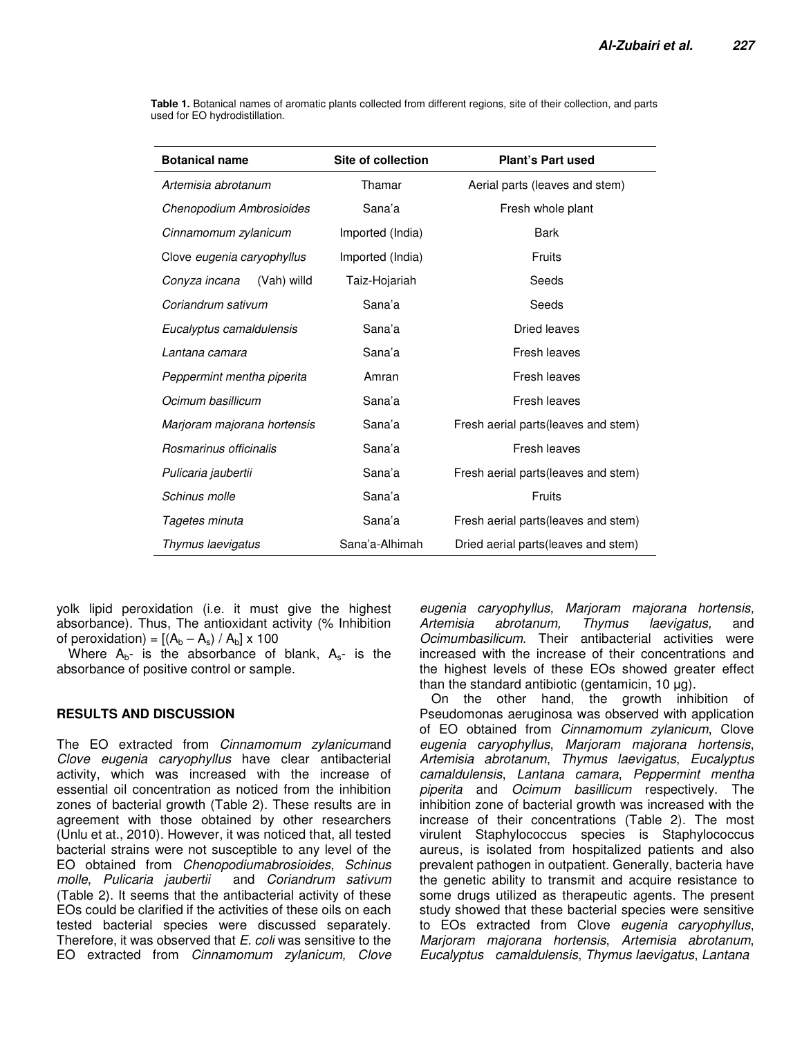**Table 1.** Botanical names of aromatic plants collected from different regions, site of their collection, and parts used for EO hydrodistillation.

| Botanical name | Site of collection | Plant's Part used |
|---|---|---|
| *Artemisia abrotanum* | Thamar | Aerial parts (leaves and stem) |
| *Chenopodium Ambrosioides* | Sana'a | Fresh whole plant |
| *Cinnamomum zylanicum* | Imported (India) | Bark |
| Clove *eugenia caryophyllus* | Imported (India) | Fruits |
| *Conyza incana* (Vah) willd | Taiz-Hojariah | Seeds |
| *Coriandrum sativum* | Sana'a | Seeds |
| *Eucalyptus camaldulensis* | Sana'a | Dried leaves |
| *Lantana camara* | Sana'a | Fresh leaves |
| *Peppermint mentha piperita* | Amran | Fresh leaves |
| *Ocimum basillicum* | Sana'a | Fresh leaves |
| *Marjoram majorana hortensis* | Sana'a | Fresh aerial parts(leaves and stem) |
| *Rosmarinus officinalis* | Sana'a | Fresh leaves |
| *Pulicaria jaubertii* | Sana'a | Fresh aerial parts(leaves and stem) |
| *Schinus molle* | Sana'a | Fruits |
| *Tagetes minuta* | Sana'a | Fresh aerial parts(leaves and stem) |
| *Thymus laevigatus* | Sana'a-Alhimah | Dried aerial parts(leaves and stem) |

yolk lipid peroxidation (i.e. it must give the highest absorbance). Thus, The antioxidant activity (% Inhibition of peroxidation) = $[(A_b – A_s) / A_b] \times 100$

Where $A_b$- is the absorbance of blank, $A_s$- is the absorbance of positive control or sample.

## RESULTS AND DISCUSSION

The EO extracted from *Cinnamomum zylanicum*and *Clove eugenia caryophyllus* have clear antibacterial activity, which was increased with the increase of essential oil concentration as noticed from the inhibition zones of bacterial growth (Table 2). These results are in agreement with those obtained by other researchers (Unlu et al., 2010). However, it was noticed that, all tested bacterial strains were not susceptible to any level of the EO obtained from *Chenopodiumabrosioides*, *Schinus molle*, *Pulicaria jaubertii* and *Coriandrum sativum* (Table 2). It seems that the antibacterial activity of these EOs could be clarified if the activities of these oils on each tested bacterial species were discussed separately. Therefore, it was observed that *E. coli* was sensitive to the EO extracted from *Cinnamomum zylanicum, Clove eugenia caryophyllus, Marjoram majorana hortensis, Artemisia abrotanum, Thymus laevigatus,* and *Ocimumbasilicum*. Their antibacterial activities were increased with the increase of their concentrations and the highest levels of these EOs showed greater effect than the standard antibiotic (gentamicin, 10 µg).

On the other hand, the growth inhibition of Pseudomonas aeruginosa was observed with application of EO obtained from *Cinnamomum zylanicum*, Clove *eugenia caryophyllus*, *Marjoram majorana hortensis*, *Artemisia abrotanum*, *Thymus laevigatus*, *Eucalyptus camaldulensis*, *Lantana camara*, *Peppermint mentha piperita* and *Ocimum basillicum* respectively. The inhibition zone of bacterial growth was increased with the increase of their concentrations (Table 2). The most virulent Staphylococcus species is Staphylococcus aureus, is isolated from hospitalized patients and also prevalent pathogen in outpatient. Generally, bacteria have the genetic ability to transmit and acquire resistance to some drugs utilized as therapeutic agents. The present study showed that these bacterial species were sensitive to EOs extracted from Clove *eugenia caryophyllus*, *Marjoram majorana hortensis*, *Artemisia abrotanum*, *Eucalyptus camaldulensis*, *Thymus laevigatus*, *Lantana*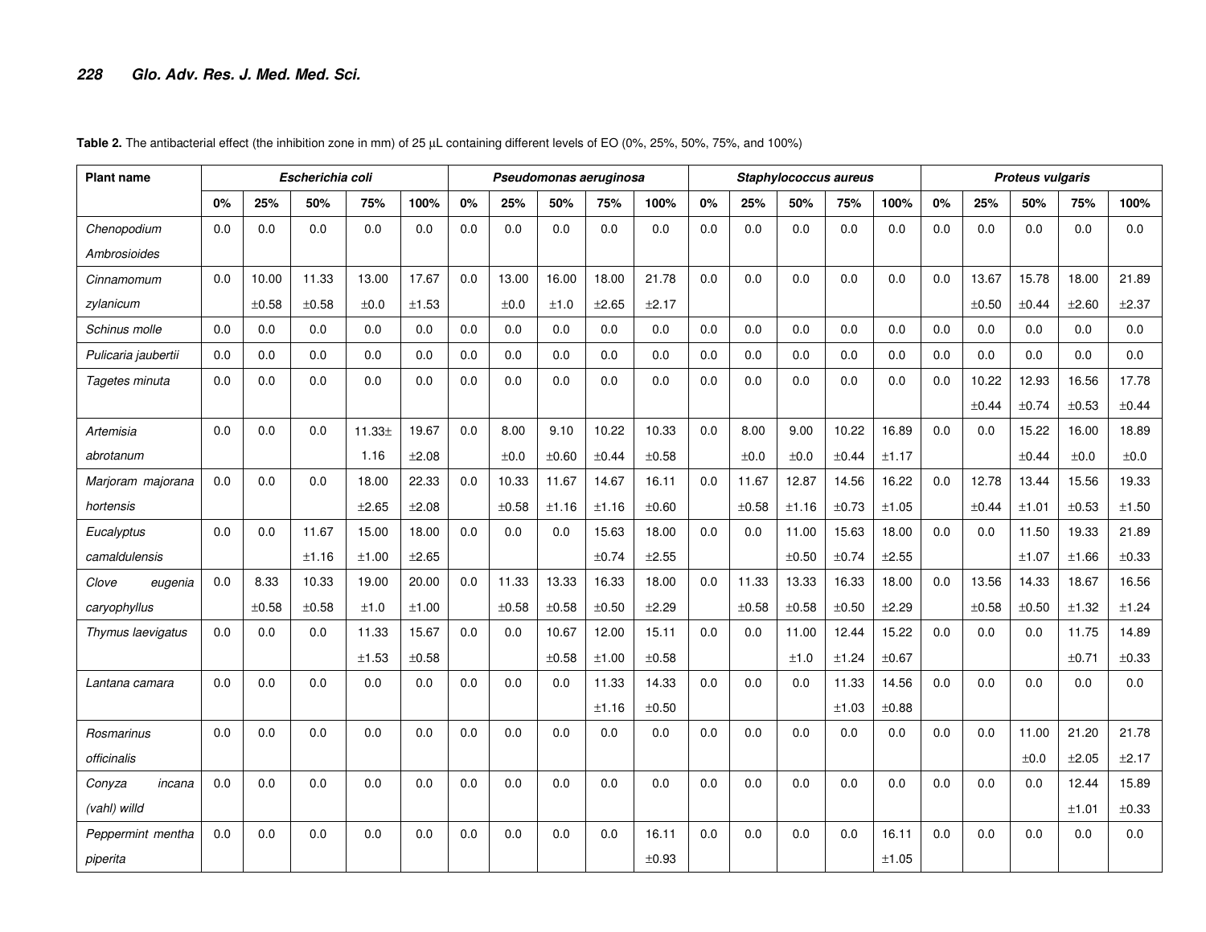**Table 2.** The antibacterial effect (the inhibition zone in mm) of 25 µL containing different levels of EO (0%, 25%, 50%, 75%, and 100%)

| Plant name | *Escherichia coli* | | | | | *Pseudomonas aeruginosa* | | | | | *Staphylococcus aureus* | | | | | *Proteus vulgaris* | | | | |
|---|---|---|---|---|---|---|---|---|---|---|---|---|---|---|---|---|---|---|---|---|
| | 0% | 25% | 50% | 75% | 100% | 0% | 25% | 50% | 75% | 100% | 0% | 25% | 50% | 75% | 100% | 0% | 25% | 50% | 75% | 100% |
| *Chenopodium Ambrosioides* | 0.0 | 0.0 | 0.0 | 0.0 | 0.0 | 0.0 | 0.0 | 0.0 | 0.0 | 0.0 | 0.0 | 0.0 | 0.0 | 0.0 | 0.0 | 0.0 | 0.0 | 0.0 | 0.0 | 0.0 |
| *Cinnamomum zylanicum* | 0.0 | 10.00 ±0.58 | 11.33 ±0.58 | 13.00 ±0.0 | 17.67 ±1.53 | 0.0 | 13.00 ±0.0 | 16.00 ±1.0 | 18.00 ±2.65 | 21.78 ±2.17 | 0.0 | 0.0 | 0.0 | 0.0 | 0.0 | 0.0 | 13.67 ±0.50 | 15.78 ±0.44 | 18.00 ±2.60 | 21.89 ±2.37 |
| *Schinus molle* | 0.0 | 0.0 | 0.0 | 0.0 | 0.0 | 0.0 | 0.0 | 0.0 | 0.0 | 0.0 | 0.0 | 0.0 | 0.0 | 0.0 | 0.0 | 0.0 | 0.0 | 0.0 | 0.0 | 0.0 |
| *Pulicaria jaubertii* | 0.0 | 0.0 | 0.0 | 0.0 | 0.0 | 0.0 | 0.0 | 0.0 | 0.0 | 0.0 | 0.0 | 0.0 | 0.0 | 0.0 | 0.0 | 0.0 | 0.0 | 0.0 | 0.0 | 0.0 |
| *Tagetes minuta* | 0.0 | 0.0 | 0.0 | 0.0 | 0.0 | 0.0 | 0.0 | 0.0 | 0.0 | 0.0 | 0.0 | 0.0 | 0.0 | 0.0 | 0.0 | 0.0 | 10.22 ±0.44 | 12.93 ±0.74 | 16.56 ±0.53 | 17.78 ±0.44 |
| *Artemisia abrotanum* | 0.0 | 0.0 | 0.0 | 11.33± 1.16 | 19.67 ±2.08 | 0.0 | 8.00 ±0.0 | 9.10 ±0.60 | 10.22 ±0.44 | 10.33 ±0.58 | 0.0 | 8.00 ±0.0 | 9.00 ±0.0 | 10.22 ±0.44 | 16.89 ±1.17 | 0.0 | 0.0 | 15.22 ±0.44 | 16.00 ±0.0 | 18.89 ±0.0 |
| *Marjoram majorana hortensis* | 0.0 | 0.0 | 0.0 | 18.00 ±2.65 | 22.33 ±2.08 | 0.0 | 10.33 ±0.58 | 11.67 ±1.16 | 14.67 ±1.16 | 16.11 ±0.60 | 0.0 | 11.67 ±0.58 | 12.87 ±1.16 | 14.56 ±0.73 | 16.22 ±1.05 | 0.0 | 12.78 ±0.44 | 13.44 ±1.01 | 15.56 ±0.53 | 19.33 ±1.50 |
| *Eucalyptus camaldulensis* | 0.0 | 0.0 | 11.67 ±1.16 | 15.00 ±1.00 | 18.00 ±2.65 | 0.0 | 0.0 | 0.0 | 15.63 ±0.74 | 18.00 ±2.55 | 0.0 | 0.0 | 11.00 ±0.50 | 15.63 ±0.74 | 18.00 ±2.55 | 0.0 | 0.0 | 11.50 ±1.07 | 19.33 ±1.66 | 21.89 ±0.33 |
| *Clove eugenia caryophyllus* | 0.0 | 8.33 ±0.58 | 10.33 ±0.58 | 19.00 ±1.0 | 20.00 ±1.00 | 0.0 | 11.33 ±0.58 | 13.33 ±0.58 | 16.33 ±0.50 | 18.00 ±2.29 | 0.0 | 11.33 ±0.58 | 13.33 ±0.58 | 16.33 ±0.50 | 18.00 ±2.29 | 0.0 | 13.56 ±0.58 | 14.33 ±0.50 | 18.67 ±1.32 | 16.56 ±1.24 |
| *Thymus laevigatus* | 0.0 | 0.0 | 0.0 | 11.33 ±1.53 | 15.67 ±0.58 | 0.0 | 0.0 | 10.67 ±0.58 | 12.00 ±1.00 | 15.11 ±0.58 | 0.0 | 0.0 | 11.00 ±1.0 | 12.44 ±1.24 | 15.22 ±0.67 | 0.0 | 0.0 | 0.0 | 11.75 ±0.71 | 14.89 ±0.33 |
| *Lantana camara* | 0.0 | 0.0 | 0.0 | 0.0 | 0.0 | 0.0 | 0.0 | 0.0 | 11.33 ±1.16 | 14.33 ±0.50 | 0.0 | 0.0 | 0.0 | 11.33 ±1.03 | 14.56 ±0.88 | 0.0 | 0.0 | 0.0 | 0.0 | 0.0 |
| *Rosmarinus officinalis* | 0.0 | 0.0 | 0.0 | 0.0 | 0.0 | 0.0 | 0.0 | 0.0 | 0.0 | 0.0 | 0.0 | 0.0 | 0.0 | 0.0 | 0.0 | 0.0 | 0.0 | 11.00 ±0.0 | 21.20 ±2.05 | 21.78 ±2.17 |
| *Conyza incana (vahl) willd* | 0.0 | 0.0 | 0.0 | 0.0 | 0.0 | 0.0 | 0.0 | 0.0 | 0.0 | 0.0 | 0.0 | 0.0 | 0.0 | 0.0 | 0.0 | 0.0 | 0.0 | 0.0 | 12.44 ±1.01 | 15.89 ±0.33 |
| *Peppermint mentha piperita* | 0.0 | 0.0 | 0.0 | 0.0 | 0.0 | 0.0 | 0.0 | 0.0 | 0.0 | 16.11 ±0.93 | 0.0 | 0.0 | 0.0 | 0.0 | 16.11 ±1.05 | 0.0 | 0.0 | 0.0 | 0.0 | 0.0 |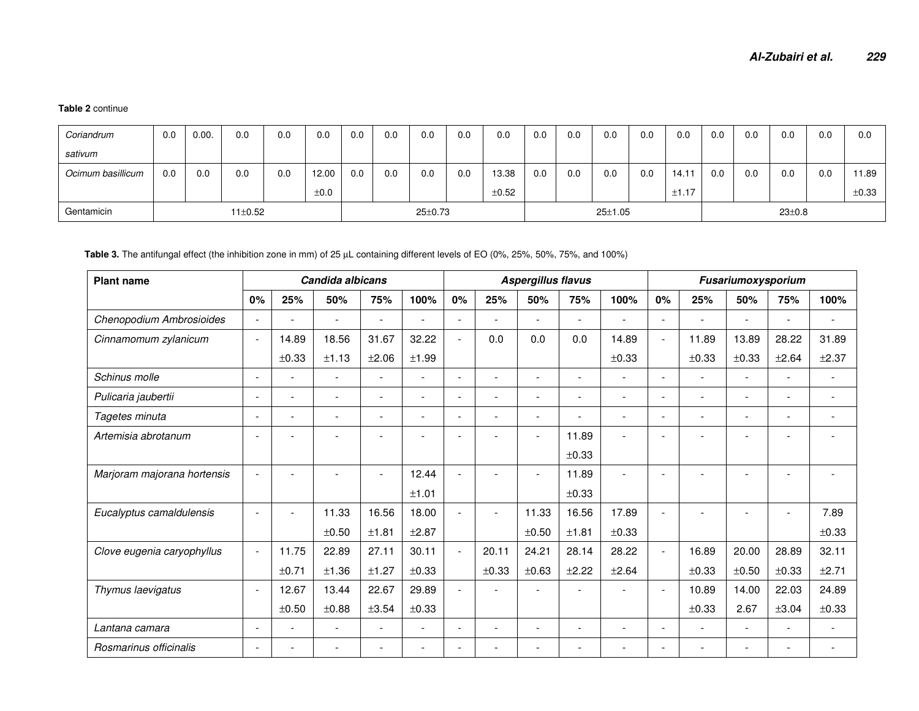**Table 2** continue

| | | | | | | | | | | | | | | | | | | | | |
|---|---|---|---|---|---|---|---|---|---|---|---|---|---|---|---|---|---|---|---|---|
| *Coriandrum sativum* | 0.0 | 0.00. | 0.0 | 0.0 | 0.0 | 0.0 | 0.0 | 0.0 | 0.0 | 0.0 | 0.0 | 0.0 | 0.0 | 0.0 | 0.0 | 0.0 | 0.0 | 0.0 | 0.0 | 0.0 |
| *Ocimum basillicum* | 0.0 | 0.0 | 0.0 | 0.0 | 12.00 ±0.0 | 0.0 | 0.0 | 0.0 | 0.0 | 13.38 ±0.52 | 0.0 | 0.0 | 0.0 | 0.0 | 14.11 ±1.17 | 0.0 | 0.0 | 0.0 | 0.0 | 11.89 ±0.33 |
| Gentamicin | 11±0.52 | | | | | 25±0.73 | | | | | 25±1.05 | | | | | 23±0.8 | | | | |

**Table 3.** The antifungal effect (the inhibition zone in mm) of 25 µL containing different levels of EO (0%, 25%, 50%, 75%, and 100%)

| Plant name | *Candida albicans* | | | | | *Aspergillus flavus* | | | | | *Fusariumoxysporium* | | | | |
|---|---|---|---|---|---|---|---|---|---|---|---|---|---|---|---|
| | 0% | 25% | 50% | 75% | 100% | 0% | 25% | 50% | 75% | 100% | 0% | 25% | 50% | 75% | 100% |
| *Chenopodium Ambrosioides* | - | - | - | - | - | - | - | - | - | - | - | - | - | - | - |
| *Cinnamomum zylanicum* | - | 14.89 ±0.33 | 18.56 ±1.13 | 31.67 ±2.06 | 32.22 ±1.99 | - | 0.0 | 0.0 | 0.0 | 14.89 ±0.33 | - | 11.89 ±0.33 | 13.89 ±0.33 | 28.22 ±2.64 | 31.89 ±2.37 |
| *Schinus molle* | - | - | - | - | - | - | - | - | - | - | - | - | - | - | - |
| *Pulicaria jaubertii* | - | - | - | - | - | - | - | - | - | - | - | - | - | - | - |
| *Tagetes minuta* | - | - | - | - | - | - | - | - | - | - | - | - | - | - | - |
| *Artemisia abrotanum* | - | - | - | - | - | - | - | - | 11.89 ±0.33 | - | - | - | - | - | - |
| *Marjoram majorana hortensis* | - | - | - | - | 12.44 ±1.01 | - | - | - | 11.89 ±0.33 | - | - | - | - | - | - |
| *Eucalyptus camaldulensis* | - | - | 11.33 ±0.50 | 16.56 ±1.81 | 18.00 ±2.87 | - | - | 11.33 ±0.50 | 16.56 ±1.81 | 17.89 ±0.33 | - | - | - | - | 7.89 ±0.33 |
| *Clove eugenia caryophyllus* | - | 11.75 ±0.71 | 22.89 ±1.36 | 27.11 ±1.27 | 30.11 ±0.33 | - | 20.11 ±0.33 | 24.21 ±0.63 | 28.14 ±2.22 | 28.22 ±2.64 | - | 16.89 ±0.33 | 20.00 ±0.50 | 28.89 ±0.33 | 32.11 ±2.71 |
| *Thymus laevigatus* | - | 12.67 ±0.50 | 13.44 ±0.88 | 22.67 ±3.54 | 29.89 ±0.33 | - | - | - | - | - | - | 10.89 ±0.33 | 14.00 2.67 | 22.03 ±3.04 | 24.89 ±0.33 |
| *Lantana camara* | - | - | - | - | - | - | - | - | - | - | - | - | - | - | - |
| *Rosmarinus officinalis* | - | - | - | - | - | - | - | - | - | - | - | - | - | - | - |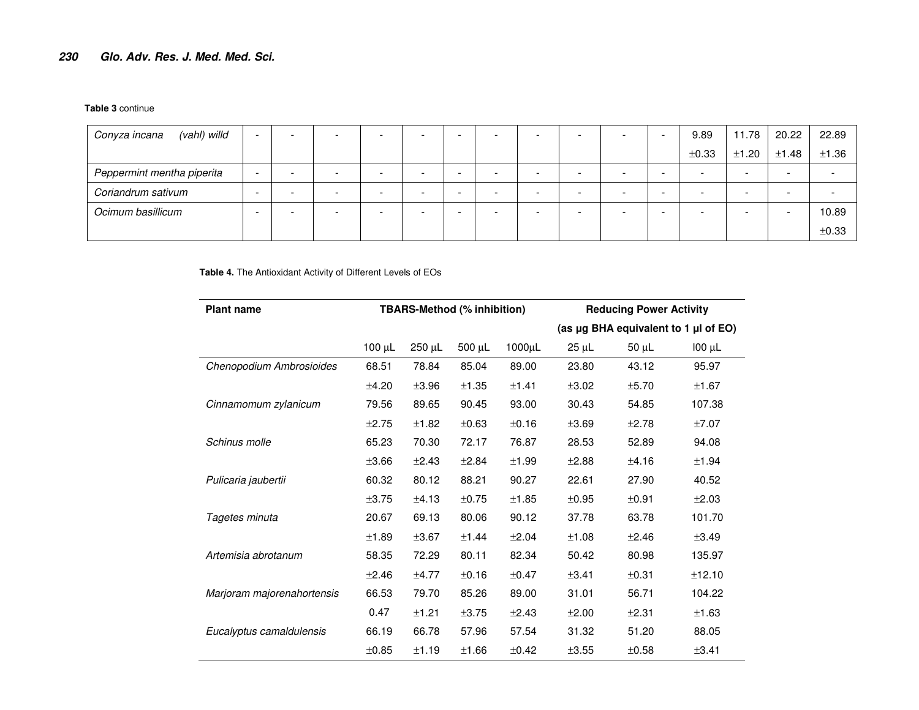**Table 3** continue

| | | | | | | | | | | | | | | | |
|---|---|---|---|---|---|---|---|---|---|---|---|---|---|---|---|
| *Conyza incana (vahl) willd* | - | - | - | - | - | - | - | - | - | - | - | 9.89 ±0.33 | 11.78 ±1.20 | 20.22 ±1.48 | 22.89 ±1.36 |
| *Peppermint mentha piperita* | - | - | - | - | - | - | - | - | - | - | - | - | - | - | - |
| *Coriandrum sativum* | - | - | - | - | - | - | - | - | - | - | - | - | - | - | - |
| *Ocimum basillicum* | - | - | - | - | - | - | - | - | - | - | - | - | - | - | 10.89 ±0.33 |

**Table 4.** The Antioxidant Activity of Different Levels of EOs

| Plant name | TBARS-Method (% inhibition) | | | | Reducing Power Activity (as µg BHA equivalent to 1 µl of EO) | | |
|---|---|---|---|---|---|---|---|
| | 100 µL | 250 µL | 500 µL | 1000µL | 25 µL | 50 µL | l00 µL |
| *Chenopodium Ambrosioides* | 68.51 ±4.20 | 78.84 ±3.96 | 85.04 ±1.35 | 89.00 ±1.41 | 23.80 ±3.02 | 43.12 ±5.70 | 95.97 ±1.67 |
| *Cinnamomum zylanicum* | 79.56 ±2.75 | 89.65 ±1.82 | 90.45 ±0.63 | 93.00 ±0.16 | 30.43 ±3.69 | 54.85 ±2.78 | 107.38 ±7.07 |
| *Schinus molle* | 65.23 ±3.66 | 70.30 ±2.43 | 72.17 ±2.84 | 76.87 ±1.99 | 28.53 ±2.88 | 52.89 ±4.16 | 94.08 ±1.94 |
| *Pulicaria jaubertii* | 60.32 ±3.75 | 80.12 ±4.13 | 88.21 ±0.75 | 90.27 ±1.85 | 22.61 ±0.95 | 27.90 ±0.91 | 40.52 ±2.03 |
| *Tagetes minuta* | 20.67 ±1.89 | 69.13 ±3.67 | 80.06 ±1.44 | 90.12 ±2.04 | 37.78 ±1.08 | 63.78 ±2.46 | 101.70 ±3.49 |
| *Artemisia abrotanum* | 58.35 ±2.46 | 72.29 ±4.77 | 80.11 ±0.16 | 82.34 ±0.47 | 50.42 ±3.41 | 80.98 ±0.31 | 135.97 ±12.10 |
| *Marjoram majorenahortensis* | 66.53 0.47 | 79.70 ±1.21 | 85.26 ±3.75 | 89.00 ±2.43 | 31.01 ±2.00 | 56.71 ±2.31 | 104.22 ±1.63 |
| *Eucalyptus camaldulensis* | 66.19 ±0.85 | 66.78 ±1.19 | 57.96 ±1.66 | 57.54 ±0.42 | 31.32 ±3.55 | 51.20 ±0.58 | 88.05 ±3.41 |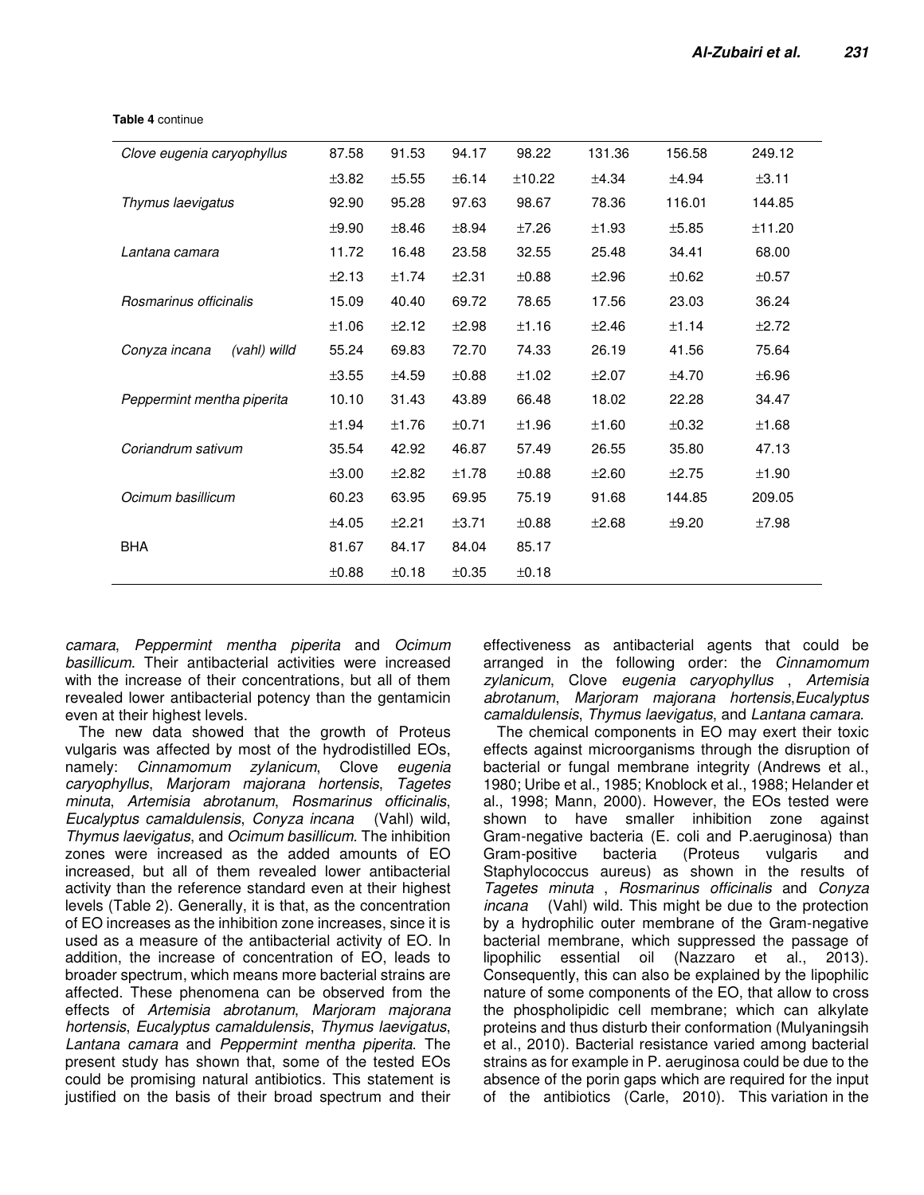**Table 4** continue

| | | | | | | | |
|---|---|---|---|---|---|---|---|
| *Clove eugenia caryophyllus* | 87.58 | 91.53 | 94.17 | 98.22 | 131.36 | 156.58 | 249.12 |
| | ±3.82 | ±5.55 | ±6.14 | ±10.22 | ±4.34 | ±4.94 | ±3.11 |
| *Thymus laevigatus* | 92.90 | 95.28 | 97.63 | 98.67 | 78.36 | 116.01 | 144.85 |
| | ±9.90 | ±8.46 | ±8.94 | ±7.26 | ±1.93 | ±5.85 | ±11.20 |
| *Lantana camara* | 11.72 | 16.48 | 23.58 | 32.55 | 25.48 | 34.41 | 68.00 |
| | ±2.13 | ±1.74 | ±2.31 | ±0.88 | ±2.96 | ±0.62 | ±0.57 |
| *Rosmarinus officinalis* | 15.09 | 40.40 | 69.72 | 78.65 | 17.56 | 23.03 | 36.24 |
| | ±1.06 | ±2.12 | ±2.98 | ±1.16 | ±2.46 | ±1.14 | ±2.72 |
| *Conyza incana (vahl) willd* | 55.24 | 69.83 | 72.70 | 74.33 | 26.19 | 41.56 | 75.64 |
| | ±3.55 | ±4.59 | ±0.88 | ±1.02 | ±2.07 | ±4.70 | ±6.96 |
| *Peppermint mentha piperita* | 10.10 | 31.43 | 43.89 | 66.48 | 18.02 | 22.28 | 34.47 |
| | ±1.94 | ±1.76 | ±0.71 | ±1.96 | ±1.60 | ±0.32 | ±1.68 |
| *Coriandrum sativum* | 35.54 | 42.92 | 46.87 | 57.49 | 26.55 | 35.80 | 47.13 |
| | ±3.00 | ±2.82 | ±1.78 | ±0.88 | ±2.60 | ±2.75 | ±1.90 |
| *Ocimum basillicum* | 60.23 | 63.95 | 69.95 | 75.19 | 91.68 | 144.85 | 209.05 |
| | ±4.05 | ±2.21 | ±3.71 | ±0.88 | ±2.68 | ±9.20 | ±7.98 |
| BHA | 81.67 | 84.17 | 84.04 | 85.17 | | | |
| | ±0.88 | ±0.18 | ±0.35 | ±0.18 | | | |

*camara*, *Peppermint mentha piperita* and *Ocimum basillicum*. Their antibacterial activities were increased with the increase of their concentrations, but all of them revealed lower antibacterial potency than the gentamicin even at their highest levels.

The new data showed that the growth of Proteus vulgaris was affected by most of the hydrodistilled EOs, namely: *Cinnamomum zylanicum*, Clove *eugenia caryophyllus*, *Marjoram majorana hortensis*, *Tagetes minuta*, *Artemisia abrotanum*, *Rosmarinus officinalis*, *Eucalyptus camaldulensis*, *Conyza incana* (Vahl) wild, *Thymus laevigatus*, and *Ocimum basillicum*. The inhibition zones were increased as the added amounts of EO increased, but all of them revealed lower antibacterial activity than the reference standard even at their highest levels (Table 2). Generally, it is that, as the concentration of EO increases as the inhibition zone increases, since it is used as a measure of the antibacterial activity of EO. In addition, the increase of concentration of EO, leads to broader spectrum, which means more bacterial strains are affected. These phenomena can be observed from the effects of *Artemisia abrotanum*, *Marjoram majorana hortensis*, *Eucalyptus camaldulensis*, *Thymus laevigatus*, *Lantana camara* and *Peppermint mentha piperita*. The present study has shown that, some of the tested EOs could be promising natural antibiotics. This statement is justified on the basis of their broad spectrum and their effectiveness as antibacterial agents that could be arranged in the following order: the *Cinnamomum zylanicum*, Clove *eugenia caryophyllus* , *Artemisia abrotanum*, *Marjoram majorana hortensis*,*Eucalyptus camaldulensis*, *Thymus laevigatus*, and *Lantana camara*.

The chemical components in EO may exert their toxic effects against microorganisms through the disruption of bacterial or fungal membrane integrity (Andrews et al., 1980; Uribe et al., 1985; Knoblock et al., 1988; Helander et al., 1998; Mann, 2000). However, the EOs tested were shown to have smaller inhibition zone against Gram-negative bacteria (E. coli and P.aeruginosa) than Gram-positive bacteria (Proteus vulgaris and Staphylococcus aureus) as shown in the results of *Tagetes minuta* , *Rosmarinus officinalis* and *Conyza incana* (Vahl) wild. This might be due to the protection by a hydrophilic outer membrane of the Gram-negative bacterial membrane, which suppressed the passage of lipophilic essential oil (Nazzaro et al., 2013). Consequently, this can also be explained by the lipophilic nature of some components of the EO, that allow to cross the phospholipidic cell membrane; which can alkylate proteins and thus disturb their conformation (Mulyaningsih et al., 2010). Bacterial resistance varied among bacterial strains as for example in P. aeruginosa could be due to the absence of the porin gaps which are required for the input of the antibiotics (Carle, 2010). This variation in the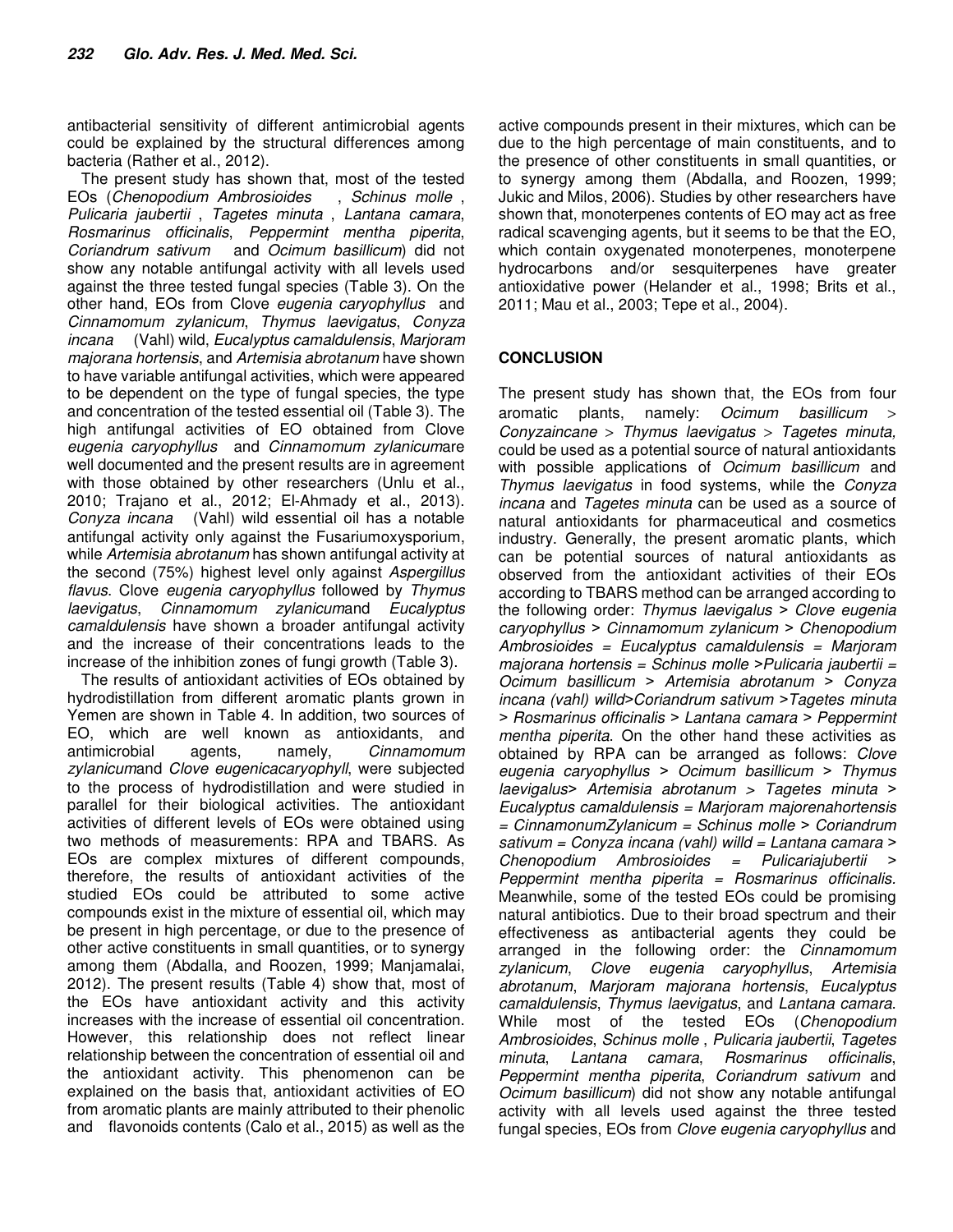antibacterial sensitivity of different antimicrobial agents could be explained by the structural differences among bacteria (Rather et al., 2012).

The present study has shown that, most of the tested EOs (*Chenopodium Ambrosioides* , *Schinus molle* , *Pulicaria jaubertii* , *Tagetes minuta* , *Lantana camara*, *Rosmarinus officinalis*, *Peppermint mentha piperita*, *Coriandrum sativum* and *Ocimum basillicum*) did not show any notable antifungal activity with all levels used against the three tested fungal species (Table 3). On the other hand, EOs from Clove *eugenia caryophyllus* and *Cinnamomum zylanicum*, *Thymus laevigatus*, *Conyza incana* (Vahl) wild, *Eucalyptus camaldulensis*, *Marjoram majorana hortensis*, and *Artemisia abrotanum* have shown to have variable antifungal activities, which were appeared to be dependent on the type of fungal species, the type and concentration of the tested essential oil (Table 3). The high antifungal activities of EO obtained from Clove *eugenia caryophyllus* and *Cinnamomum zylanicum*are well documented and the present results are in agreement with those obtained by other researchers (Unlu et al., 2010; Trajano et al., 2012; El-Ahmady et al., 2013). *Conyza incana* (Vahl) wild essential oil has a notable antifungal activity only against the Fusariumoxysporium, while *Artemisia abrotanum* has shown antifungal activity at the second (75%) highest level only against *Aspergillus flavus*. Clove *eugenia caryophyllus* followed by *Thymus laevigatus*, *Cinnamomum zylanicum*and *Eucalyptus camaldulensis* have shown a broader antifungal activity and the increase of their concentrations leads to the increase of the inhibition zones of fungi growth (Table 3).

The results of antioxidant activities of EOs obtained by hydrodistillation from different aromatic plants grown in Yemen are shown in Table 4. In addition, two sources of EO, which are well known as antioxidants, and antimicrobial agents, namely, *Cinnamomum zylanicum*and *Clove eugenicacaryophyll*, were subjected to the process of hydrodistillation and were studied in parallel for their biological activities. The antioxidant activities of different levels of EOs were obtained using two methods of measurements: RPA and TBARS. As EOs are complex mixtures of different compounds, therefore, the results of antioxidant activities of the studied EOs could be attributed to some active compounds exist in the mixture of essential oil, which may be present in high percentage, or due to the presence of other active constituents in small quantities, or to synergy among them (Abdalla, and Roozen, 1999; Manjamalai, 2012). The present results (Table 4) show that, most of the EOs have antioxidant activity and this activity increases with the increase of essential oil concentration. However, this relationship does not reflect linear relationship between the concentration of essential oil and the antioxidant activity. This phenomenon can be explained on the basis that, antioxidant activities of EO from aromatic plants are mainly attributed to their phenolic and flavonoids contents (Calo et al., 2015) as well as the active compounds present in their mixtures, which can be due to the high percentage of main constituents, and to the presence of other constituents in small quantities, or to synergy among them (Abdalla, and Roozen, 1999; Jukic and Milos, 2006). Studies by other researchers have shown that, monoterpenes contents of EO may act as free radical scavenging agents, but it seems to be that the EO, which contain oxygenated monoterpenes, monoterpene hydrocarbons and/or sesquiterpenes have greater antioxidative power (Helander et al., 1998; Brits et al., 2011; Mau et al., 2003; Tepe et al., 2004).

## CONCLUSION

The present study has shown that, the EOs from four aromatic plants, namely: *Ocimum basillicum* > *Conyzaincane* > *Thymus laevigatus* > *Tagetes minuta,* could be used as a potential source of natural antioxidants with possible applications of *Ocimum basillicum* and *Thymus laevigatus* in food systems, while the *Conyza incana* and *Tagetes minuta* can be used as a source of natural antioxidants for pharmaceutical and cosmetics industry. Generally, the present aromatic plants, which can be potential sources of natural antioxidants as observed from the antioxidant activities of their EOs according to TBARS method can be arranged according to the following order: *Thymus laevigalus > Clove eugenia caryophyllus > Cinnamomum zylanicum > Chenopodium Ambrosioides = Eucalyptus camaldulensis = Marjoram majorana hortensis = Schinus molle >Pulicaria jaubertii = Ocimum basillicum > Artemisia abrotanum > Conyza incana (vahl) willd>Coriandrum sativum >Tagetes minuta > Rosmarinus officinalis > Lantana camara > Peppermint mentha piperita*. On the other hand these activities as obtained by RPA can be arranged as follows: *Clove eugenia caryophyllus > Ocimum basillicum > Thymus laevigalus> Artemisia abrotanum > Tagetes minuta > Eucalyptus camaldulensis = Marjoram majorenahortensis = CinnamonumZylanicum = Schinus molle > Coriandrum sativum = Conyza incana (vahl) willd = Lantana camara > Chenopodium Ambrosioides = Pulicariajubertii > Peppermint mentha piperita = Rosmarinus officinalis.* Meanwhile, some of the tested EOs could be promising natural antibiotics. Due to their broad spectrum and their effectiveness as antibacterial agents they could be arranged in the following order: the *Cinnamomum zylanicum*, *Clove eugenia caryophyllus*, *Artemisia abrotanum*, *Marjoram majorana hortensis*, *Eucalyptus camaldulensis*, *Thymus laevigatus*, and *Lantana camara.* While most of the tested EOs (*Chenopodium Ambrosioides*, *Schinus molle* , *Pulicaria jaubertii*, *Tagetes minuta*, *Lantana camara*, *Rosmarinus officinalis*, *Peppermint mentha piperita*, *Coriandrum sativum* and *Ocimum basillicum*) did not show any notable antifungal activity with all levels used against the three tested fungal species, EOs from *Clove eugenia caryophyllus* and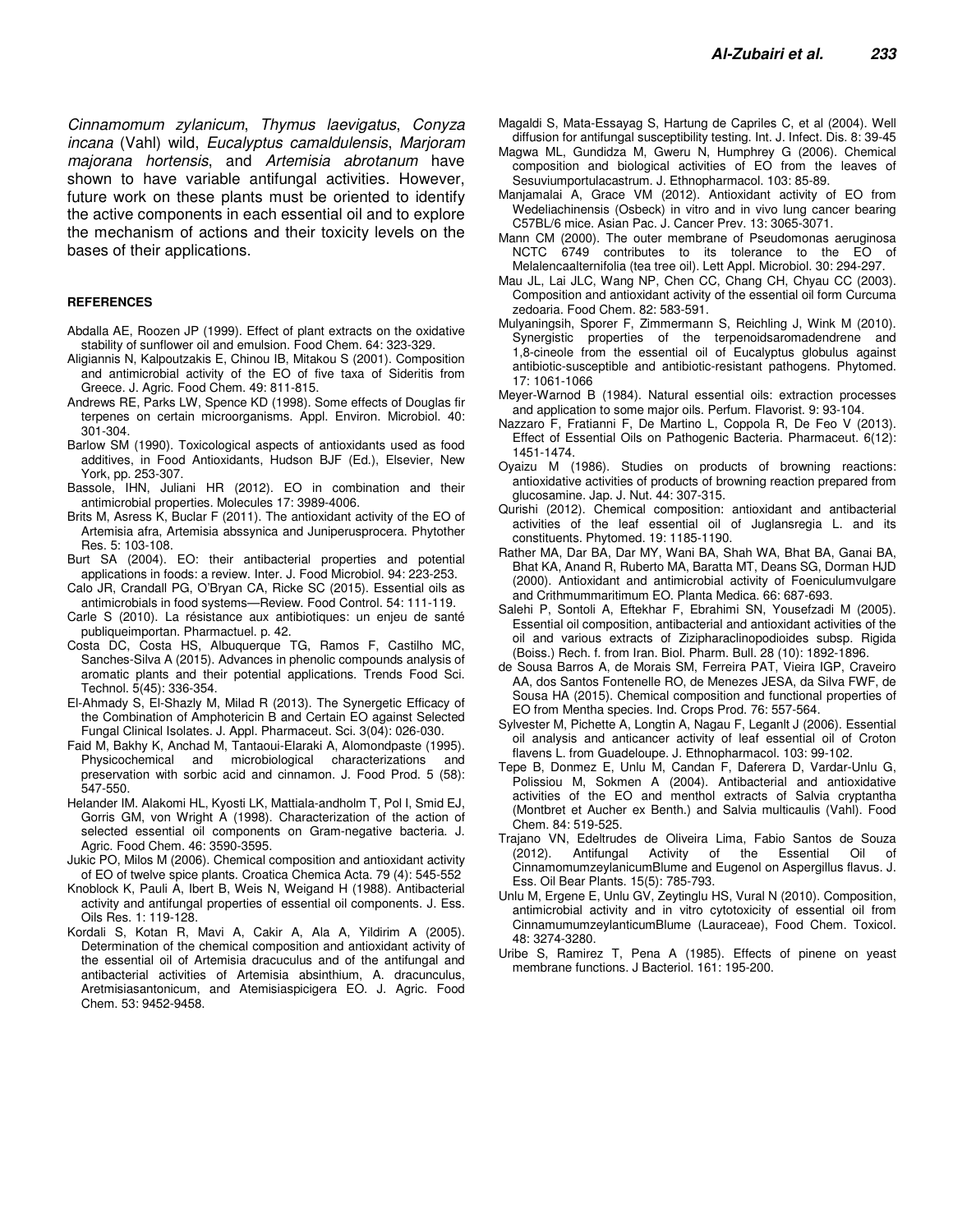*Cinnamomum zylanicum*, *Thymus laevigatus*, *Conyza incana* (Vahl) wild, *Eucalyptus camaldulensis*, *Marjoram majorana hortensis*, and *Artemisia abrotanum* have shown to have variable antifungal activities. However, future work on these plants must be oriented to identify the active components in each essential oil and to explore the mechanism of actions and their toxicity levels on the bases of their applications.

## REFERENCES

Abdalla AE, Roozen JP (1999). Effect of plant extracts on the oxidative stability of sunflower oil and emulsion. Food Chem. 64: 323-329.

Aligiannis N, Kalpoutzakis E, Chinou IB, Mitakou S (2001). Composition and antimicrobial activity of the EO of five taxa of Sideritis from Greece. J. Agric. Food Chem. 49: 811-815.

Andrews RE, Parks LW, Spence KD (1998). Some effects of Douglas fir terpenes on certain microorganisms. Appl. Environ. Microbiol. 40: 301-304.

Barlow SM (1990). Toxicological aspects of antioxidants used as food additives, in Food Antioxidants, Hudson BJF (Ed.), Elsevier, New York, pp. 253-307.

Bassole, IHN, Juliani HR (2012). EO in combination and their antimicrobial properties. Molecules 17: 3989-4006.

Brits M, Asress K, Buclar F (2011). The antioxidant activity of the EO of Artemisia afra, Artemisia abssynica and Juniperusprocera. Phytother Res. 5: 103-108.

Burt SA (2004). EO: their antibacterial properties and potential applications in foods: a review. Inter. J. Food Microbiol. 94: 223-253.

Calo JR, Crandall PG, O'Bryan CA, Ricke SC (2015). Essential oils as antimicrobials in food systems—Review. Food Control. 54: 111-119.

Carle S (2010). La résistance aux antibiotiques: un enjeu de santé publiqueimportan. Pharmactuel. p. 42.

Costa DC, Costa HS, Albuquerque TG, Ramos F, Castilho MC, Sanches-Silva A (2015). Advances in phenolic compounds analysis of aromatic plants and their potential applications. Trends Food Sci. Technol. 5(45): 336-354.

El-Ahmady S, El-Shazly M, Milad R (2013). The Synergetic Efficacy of the Combination of Amphotericin B and Certain EO against Selected Fungal Clinical Isolates. J. Appl. Pharmaceut. Sci. 3(04): 026-030.

Faid M, Bakhy K, Anchad M, Tantaoui-Elaraki A, Alomondpaste (1995). Physicochemical and microbiological characterizations and preservation with sorbic acid and cinnamon. J. Food Prod. 5 (58): 547-550.

Helander IM. Alakomi HL, Kyosti LK, Mattiala-andholm T, Pol I, Smid EJ, Gorris GM, von Wright A (1998). Characterization of the action of selected essential oil components on Gram-negative bacteria. J. Agric. Food Chem. 46: 3590-3595.

Jukic PO, Milos M (2006). Chemical composition and antioxidant activity of EO of twelve spice plants. Croatica Chemica Acta. 79 (4): 545-552

Knoblock K, Pauli A, Ibert B, Weis N, Weigand H (1988). Antibacterial activity and antifungal properties of essential oil components. J. Ess. Oils Res. 1: 119-128.

Kordali S, Kotan R, Mavi A, Cakir A, Ala A, Yildirim A (2005). Determination of the chemical composition and antioxidant activity of the essential oil of Artemisia dracuculus and of the antifungal and antibacterial activities of Artemisia absinthium, A. dracunculus, Aretmisiasantonicum, and Atemisiaspicigera EO. J. Agric. Food Chem. 53: 9452-9458.

Magaldi S, Mata-Essayag S, Hartung de Capriles C, et al (2004). Well diffusion for antifungal susceptibility testing. Int. J. Infect. Dis. 8: 39-45

Magwa ML, Gundidza M, Gweru N, Humphrey G (2006). Chemical composition and biological activities of EO from the leaves of Sesuviumportulacastrum. J. Ethnopharmacol. 103: 85-89.

Manjamalai A, Grace VM (2012). Antioxidant activity of EO from Wedeliachinensis (Osbeck) in vitro and in vivo lung cancer bearing C57BL/6 mice. Asian Pac. J. Cancer Prev. 13: 3065-3071.

Mann CM (2000). The outer membrane of Pseudomonas aeruginosa NCTC 6749 contributes to its tolerance to the EO of Melalencaalternifolia (tea tree oil). Lett Appl. Microbiol. 30: 294-297.

Mau JL, Lai JLC, Wang NP, Chen CC, Chang CH, Chyau CC (2003). Composition and antioxidant activity of the essential oil form Curcuma zedoaria. Food Chem. 82: 583-591.

Mulyaningsih, Sporer F, Zimmermann S, Reichling J, Wink M (2010). Synergistic properties of the terpenoidsaromadendrene and 1,8-cineole from the essential oil of Eucalyptus globulus against antibiotic-susceptible and antibiotic-resistant pathogens. Phytomed. 17: 1061-1066

Meyer-Warnod B (1984). Natural essential oils: extraction processes and application to some major oils. Perfum. Flavorist. 9: 93-104.

Nazzaro F, Fratianni F, De Martino L, Coppola R, De Feo V (2013). Effect of Essential Oils on Pathogenic Bacteria. Pharmaceut. 6(12): 1451-1474.

Oyaizu M (1986). Studies on products of browning reactions: antioxidative activities of products of browning reaction prepared from glucosamine. Jap. J. Nut. 44: 307-315.

Qurishi (2012). Chemical composition: antioxidant and antibacterial activities of the leaf essential oil of Juglansregia L. and its constituents. Phytomed. 19: 1185-1190.

Rather MA, Dar BA, Dar MY, Wani BA, Shah WA, Bhat BA, Ganai BA, Bhat KA, Anand R, Ruberto MA, Baratta MT, Deans SG, Dorman HJD (2000). Antioxidant and antimicrobial activity of Foeniculumvulgare and Crithmummaritimum EO. Planta Medica. 66: 687-693.

Salehi P, Sontoli A, Eftekhar F, Ebrahimi SN, Yousefzadi M (2005). Essential oil composition, antibacterial and antioxidant activities of the oil and various extracts of Zizipharaclinopodioides subsp. Rigida (Boiss.) Rech. f. from Iran. Biol. Pharm. Bull. 28 (10): 1892-1896.

de Sousa Barros A, de Morais SM, Ferreira PAT, Vieira IGP, Craveiro AA, dos Santos Fontenelle RO, de Menezes JESA, da Silva FWF, de Sousa HA (2015). Chemical composition and functional properties of EO from Mentha species. Ind. Crops Prod. 76: 557-564.

Sylvester M, Pichette A, Longtin A, Nagau F, Leganlt J (2006). Essential oil analysis and anticancer activity of leaf essential oil of Croton flavens L. from Guadeloupe. J. Ethnopharmacol. 103: 99-102.

Tepe B, Donmez E, Unlu M, Candan F, Daferera D, Vardar-Unlu G, Polissiou M, Sokmen A (2004). Antibacterial and antioxidative activities of the EO and menthol extracts of Salvia cryptantha (Montbret et Aucher ex Benth.) and Salvia multicaulis (Vahl). Food Chem. 84: 519-525.

Trajano VN, Edeltrudes de Oliveira Lima, Fabio Santos de Souza (2012). Antifungal Activity of the Essential Oil of CinnamomumzeylanicumBlume and Eugenol on Aspergillus flavus. J. Ess. Oil Bear Plants. 15(5): 785-793.

Unlu M, Ergene E, Unlu GV, Zeytinglu HS, Vural N (2010). Composition, antimicrobial activity and in vitro cytotoxicity of essential oil from CinnamumumzeylanticumBlume (Lauraceae), Food Chem. Toxicol. 48: 3274-3280.

Uribe S, Ramirez T, Pena A (1985). Effects of pinene on yeast membrane functions. J Bacteriol. 161: 195-200.